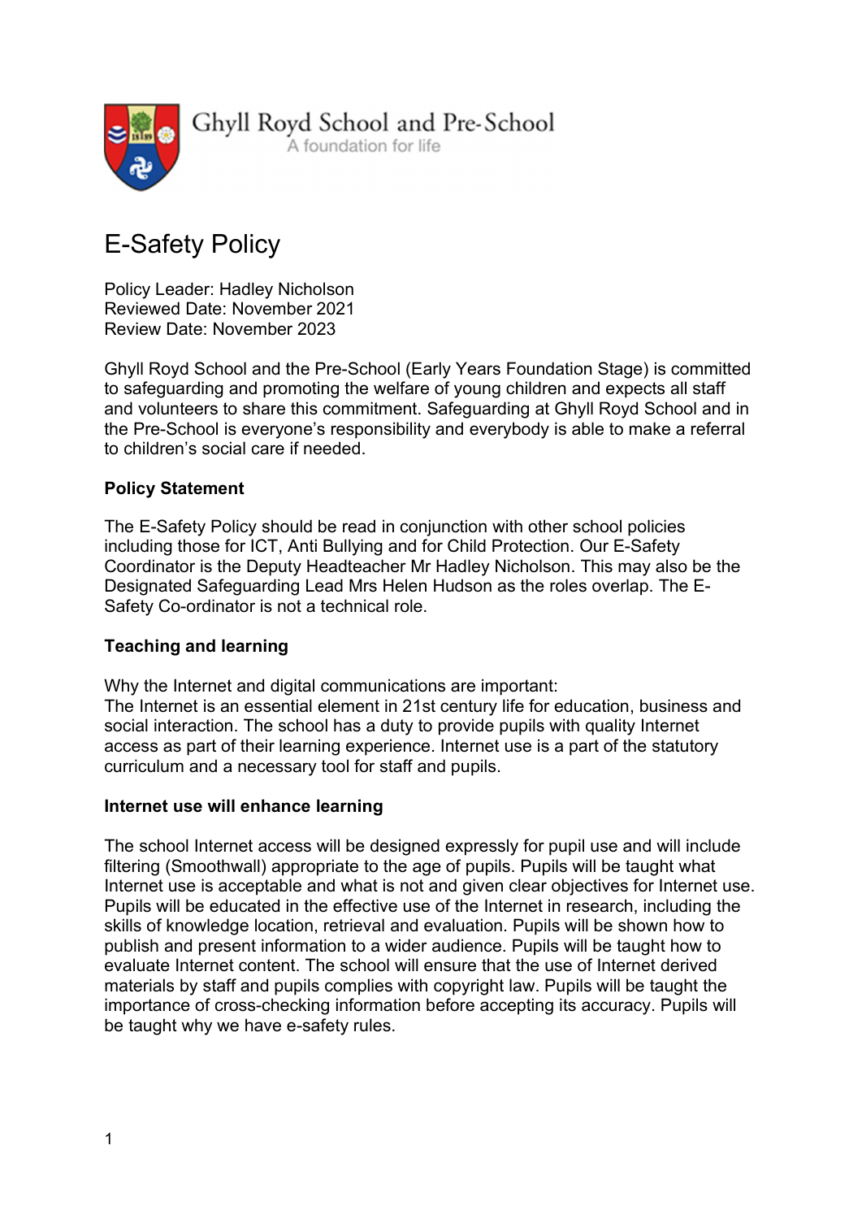Ghyll Royd School and Pre-School
A foundation for life

# E-Safety Policy

Policy Leader: Hadley Nicholson
Reviewed Date: November 2021
Review Date: November 2023

Ghyll Royd School and the Pre-School (Early Years Foundation Stage) is committed to safeguarding and promoting the welfare of young children and expects all staff and volunteers to share this commitment. Safeguarding at Ghyll Royd School and in the Pre-School is everyone's responsibility and everybody is able to make a referral to children's social care if needed.

**Policy Statement**

The E-Safety Policy should be read in conjunction with other school policies including those for ICT, Anti Bullying and for Child Protection. Our E-Safety Coordinator is the Deputy Headteacher Mr Hadley Nicholson. This may also be the Designated Safeguarding Lead Mrs Helen Hudson as the roles overlap. The E-Safety Co-ordinator is not a technical role.

**Teaching and learning**

Why the Internet and digital communications are important:
The Internet is an essential element in 21st century life for education, business and social interaction. The school has a duty to provide pupils with quality Internet access as part of their learning experience. Internet use is a part of the statutory curriculum and a necessary tool for staff and pupils.

**Internet use will enhance learning**

The school Internet access will be designed expressly for pupil use and will include filtering (Smoothwall) appropriate to the age of pupils. Pupils will be taught what Internet use is acceptable and what is not and given clear objectives for Internet use. Pupils will be educated in the effective use of the Internet in research, including the skills of knowledge location, retrieval and evaluation. Pupils will be shown how to publish and present information to a wider audience. Pupils will be taught how to evaluate Internet content. The school will ensure that the use of Internet derived materials by staff and pupils complies with copyright law. Pupils will be taught the importance of cross-checking information before accepting its accuracy. Pupils will be taught why we have e-safety rules.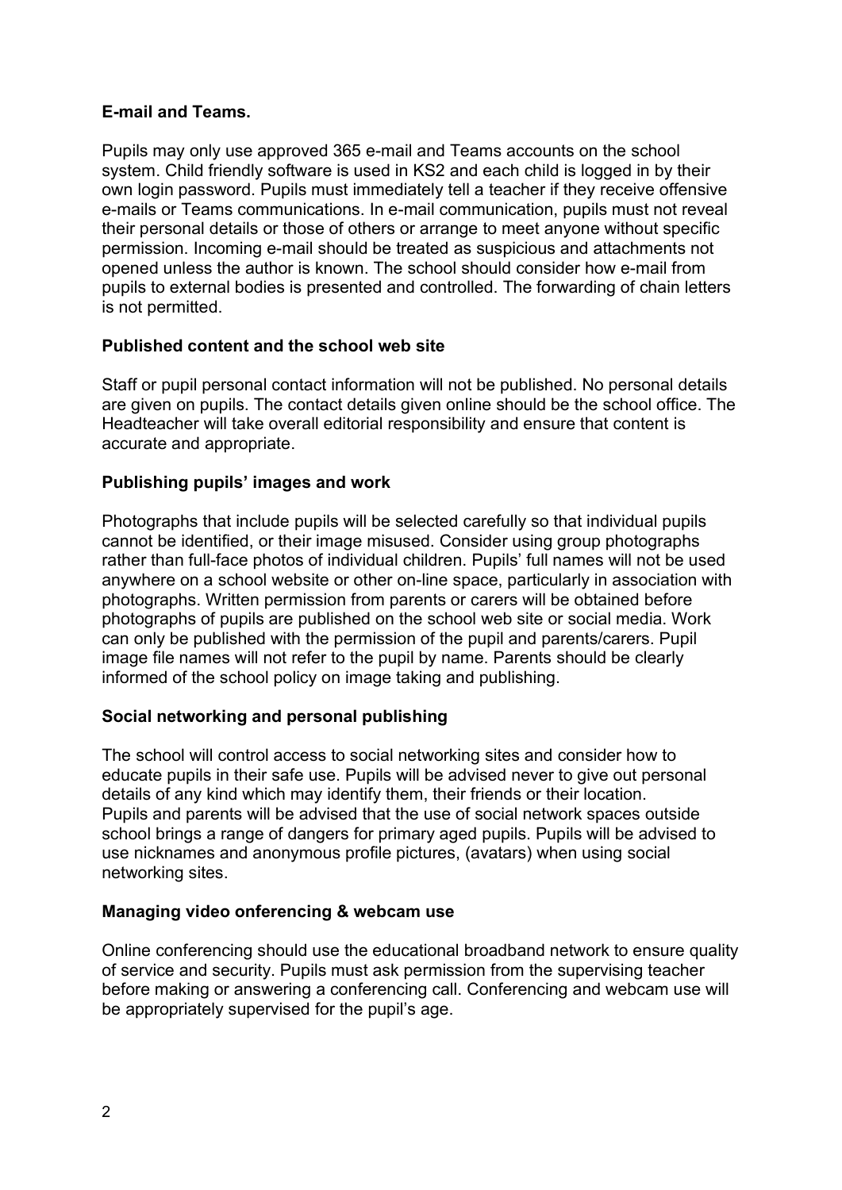**E-mail and Teams.**

Pupils may only use approved 365 e-mail and Teams accounts on the school system. Child friendly software is used in KS2 and each child is logged in by their own login password. Pupils must immediately tell a teacher if they receive offensive e-mails or Teams communications. In e-mail communication, pupils must not reveal their personal details or those of others or arrange to meet anyone without specific permission. Incoming e-mail should be treated as suspicious and attachments not opened unless the author is known. The school should consider how e-mail from pupils to external bodies is presented and controlled. The forwarding of chain letters is not permitted.

**Published content and the school web site**

Staff or pupil personal contact information will not be published. No personal details are given on pupils. The contact details given online should be the school office. The Headteacher will take overall editorial responsibility and ensure that content is accurate and appropriate.

**Publishing pupils' images and work**

Photographs that include pupils will be selected carefully so that individual pupils cannot be identified, or their image misused. Consider using group photographs rather than full-face photos of individual children. Pupils' full names will not be used anywhere on a school website or other on-line space, particularly in association with photographs. Written permission from parents or carers will be obtained before photographs of pupils are published on the school web site or social media. Work can only be published with the permission of the pupil and parents/carers. Pupil image file names will not refer to the pupil by name. Parents should be clearly informed of the school policy on image taking and publishing.

**Social networking and personal publishing**

The school will control access to social networking sites and consider how to educate pupils in their safe use. Pupils will be advised never to give out personal details of any kind which may identify them, their friends or their location.
Pupils and parents will be advised that the use of social network spaces outside school brings a range of dangers for primary aged pupils. Pupils will be advised to use nicknames and anonymous profile pictures, (avatars) when using social networking sites.

**Managing video onferencing & webcam use**

Online conferencing should use the educational broadband network to ensure quality of service and security. Pupils must ask permission from the supervising teacher before making or answering a conferencing call. Conferencing and webcam use will be appropriately supervised for the pupil's age.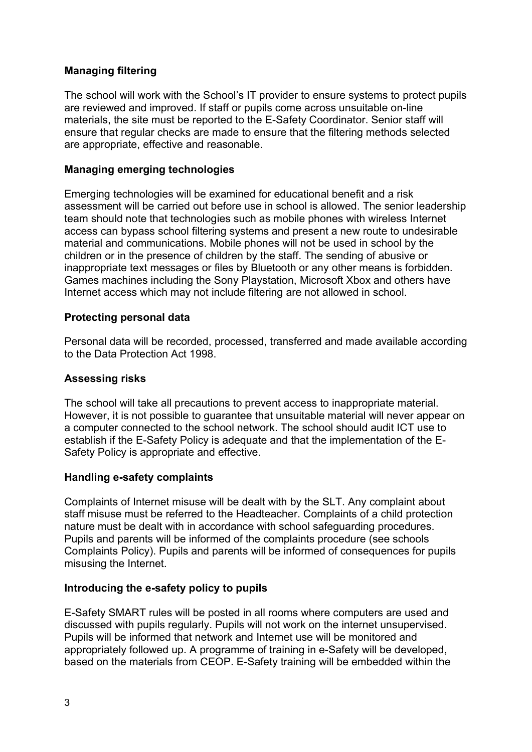**Managing filtering**

The school will work with the School's IT provider to ensure systems to protect pupils are reviewed and improved. If staff or pupils come across unsuitable on-line materials, the site must be reported to the E-Safety Coordinator. Senior staff will ensure that regular checks are made to ensure that the filtering methods selected are appropriate, effective and reasonable.

**Managing emerging technologies**

Emerging technologies will be examined for educational benefit and a risk assessment will be carried out before use in school is allowed. The senior leadership team should note that technologies such as mobile phones with wireless Internet access can bypass school filtering systems and present a new route to undesirable material and communications. Mobile phones will not be used in school by the children or in the presence of children by the staff. The sending of abusive or inappropriate text messages or files by Bluetooth or any other means is forbidden. Games machines including the Sony Playstation, Microsoft Xbox and others have Internet access which may not include filtering are not allowed in school.

**Protecting personal data**

Personal data will be recorded, processed, transferred and made available according to the Data Protection Act 1998.

**Assessing risks**

The school will take all precautions to prevent access to inappropriate material. However, it is not possible to guarantee that unsuitable material will never appear on a computer connected to the school network. The school should audit ICT use to establish if the E-Safety Policy is adequate and that the implementation of the E-Safety Policy is appropriate and effective.

**Handling e-safety complaints**

Complaints of Internet misuse will be dealt with by the SLT. Any complaint about staff misuse must be referred to the Headteacher. Complaints of a child protection nature must be dealt with in accordance with school safeguarding procedures. Pupils and parents will be informed of the complaints procedure (see schools Complaints Policy). Pupils and parents will be informed of consequences for pupils misusing the Internet.

**Introducing the e-safety policy to pupils**

E-Safety SMART rules will be posted in all rooms where computers are used and discussed with pupils regularly. Pupils will not work on the internet unsupervised. Pupils will be informed that network and Internet use will be monitored and appropriately followed up. A programme of training in e-Safety will be developed, based on the materials from CEOP. E-Safety training will be embedded within the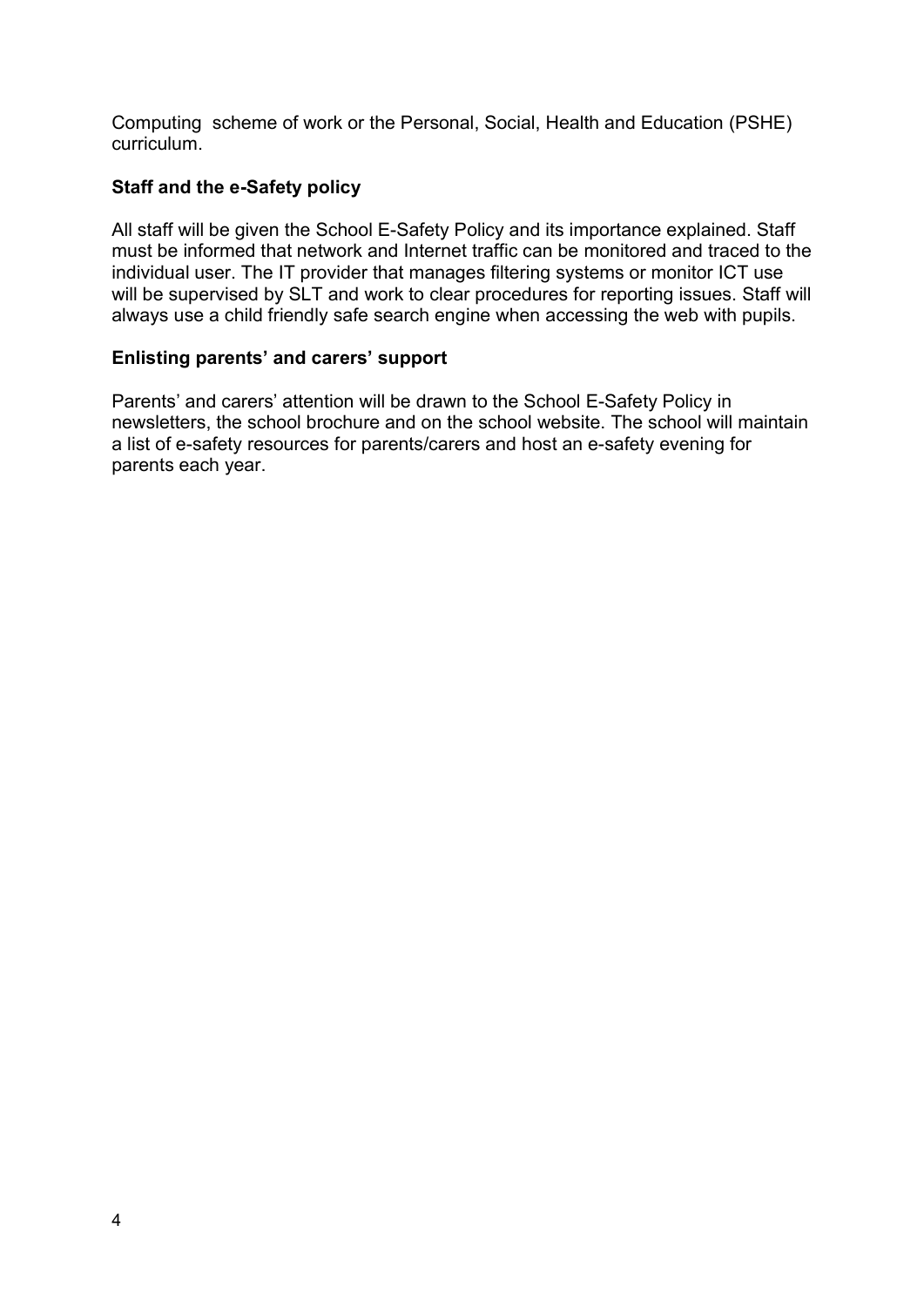Computing scheme of work or the Personal, Social, Health and Education (PSHE) curriculum.

**Staff and the e-Safety policy**

All staff will be given the School E-Safety Policy and its importance explained. Staff must be informed that network and Internet traffic can be monitored and traced to the individual user. The IT provider that manages filtering systems or monitor ICT use will be supervised by SLT and work to clear procedures for reporting issues. Staff will always use a child friendly safe search engine when accessing the web with pupils.

**Enlisting parents' and carers' support**

Parents' and carers' attention will be drawn to the School E-Safety Policy in newsletters, the school brochure and on the school website. The school will maintain a list of e-safety resources for parents/carers and host an e-safety evening for parents each year.